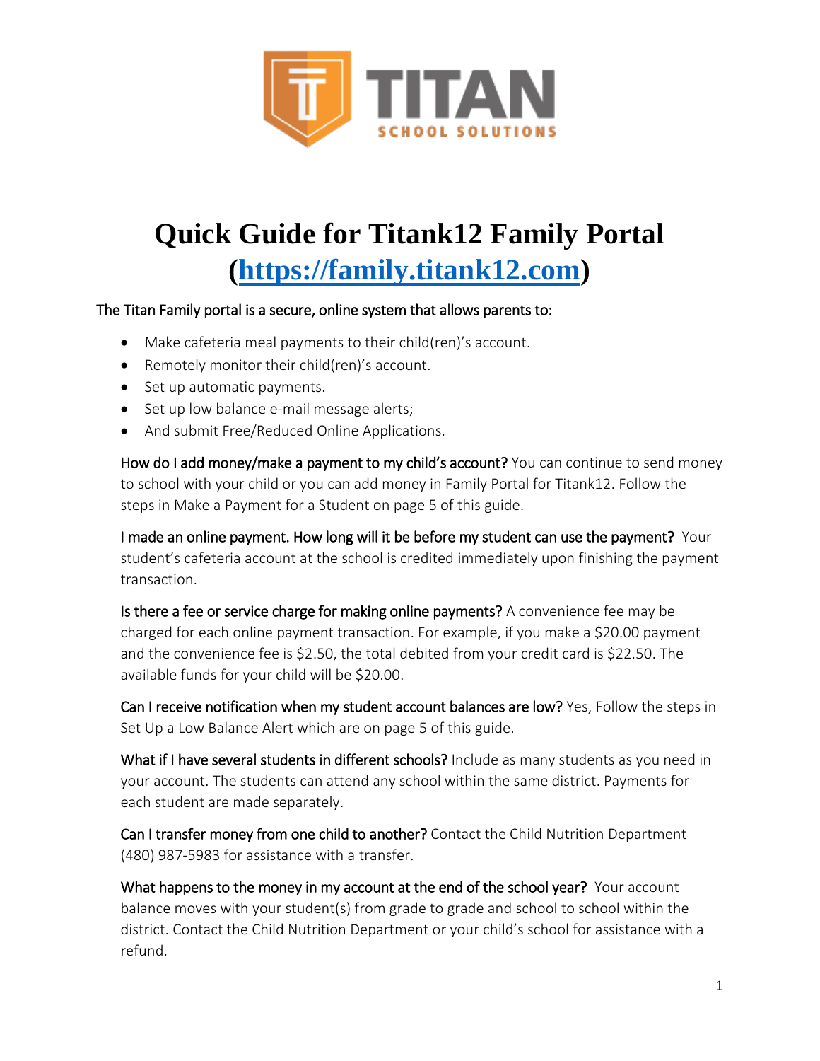TITAN
SCHOOL SOLUTIONS

# Quick Guide for Titank12 Family Portal (https://family.titank12.com)

The Titan Family portal is a secure, online system that allows parents to:

- Make cafeteria meal payments to their child(ren)'s account.
- Remotely monitor their child(ren)'s account.
- Set up automatic payments.
- Set up low balance e-mail message alerts;
- And submit Free/Reduced Online Applications.

**How do I add money/make a payment to my child's account?** You can continue to send money to school with your child or you can add money in Family Portal for Titank12. Follow the steps in Make a Payment for a Student on page 5 of this guide.

**I made an online payment. How long will it be before my student can use the payment?** Your student's cafeteria account at the school is credited immediately upon finishing the payment transaction.

**Is there a fee or service charge for making online payments?** A convenience fee may be charged for each online payment transaction. For example, if you make a $20.00 payment and the convenience fee is $2.50, the total debited from your credit card is $22.50. The available funds for your child will be $20.00.

**Can I receive notification when my student account balances are low?** Yes, Follow the steps in Set Up a Low Balance Alert which are on page 5 of this guide.

**What if I have several students in different schools?** Include as many students as you need in your account. The students can attend any school within the same district. Payments for each student are made separately.

**Can I transfer money from one child to another?** Contact the Child Nutrition Department (480) 987-5983 for assistance with a transfer.

**What happens to the money in my account at the end of the school year?** Your account balance moves with your student(s) from grade to grade and school to school within the district. Contact the Child Nutrition Department or your child's school for assistance with a refund.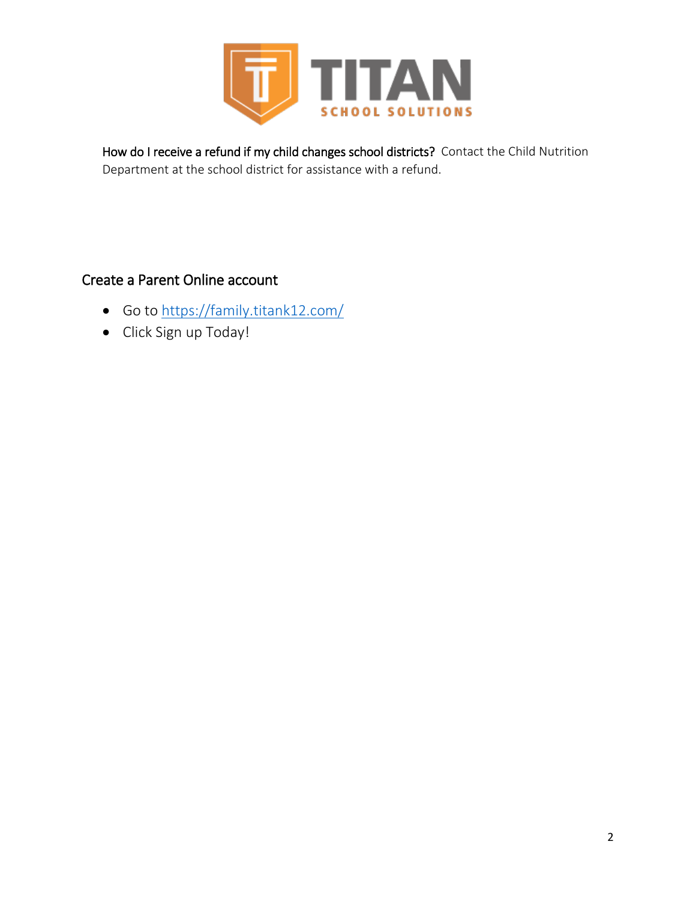**How do I receive a refund if my child changes school districts?** Contact the Child Nutrition Department at the school district for assistance with a refund.

## Create a Parent Online account

- Go to https://family.titank12.com/
- Click Sign up Today!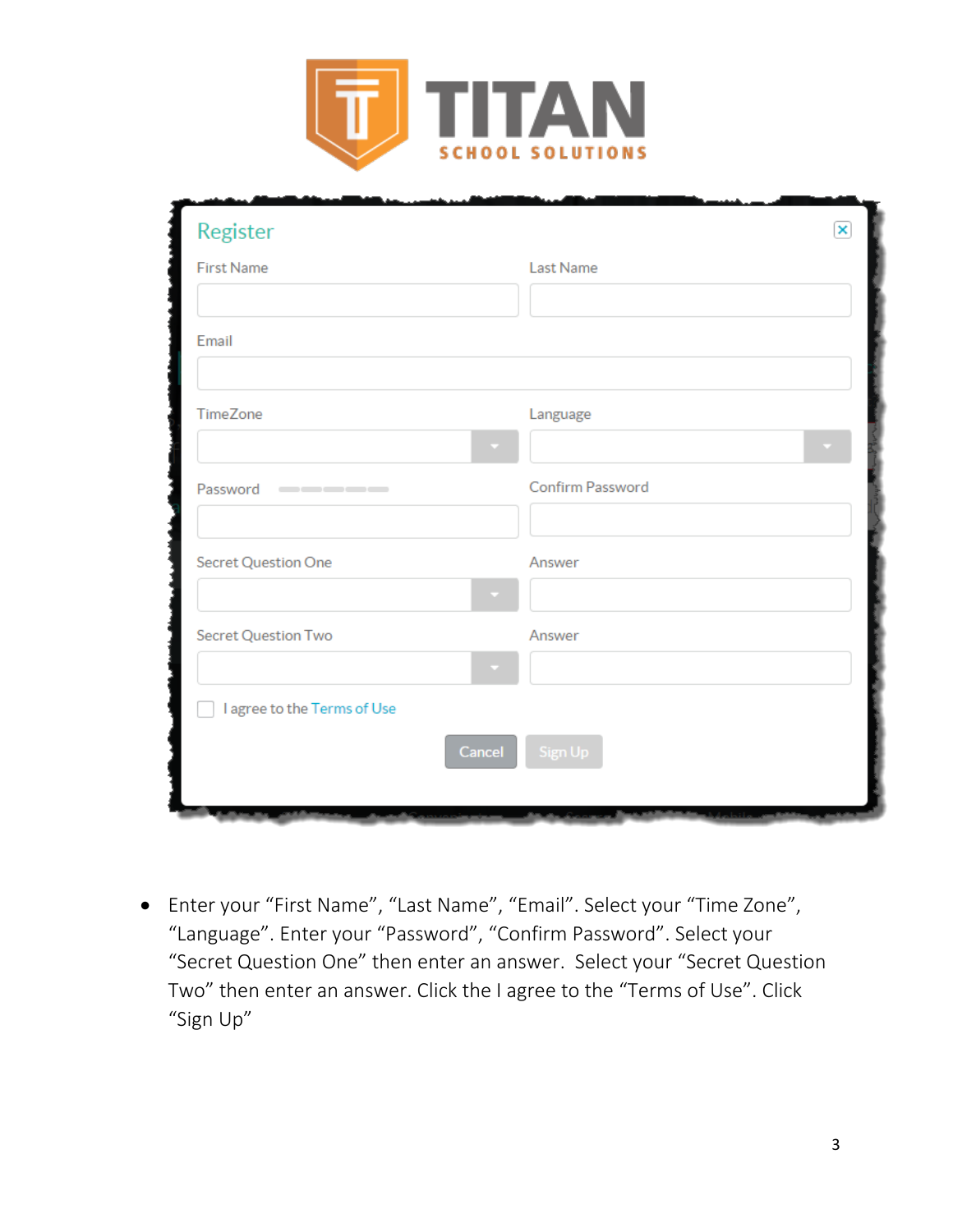- Enter your “First Name”, “Last Name”, “Email”. Select your “Time Zone”, “Language”. Enter your “Password”, “Confirm Password”. Select your “Secret Question One” then enter an answer. Select your “Secret Question Two” then enter an answer. Click the I agree to the “Terms of Use”. Click “Sign Up”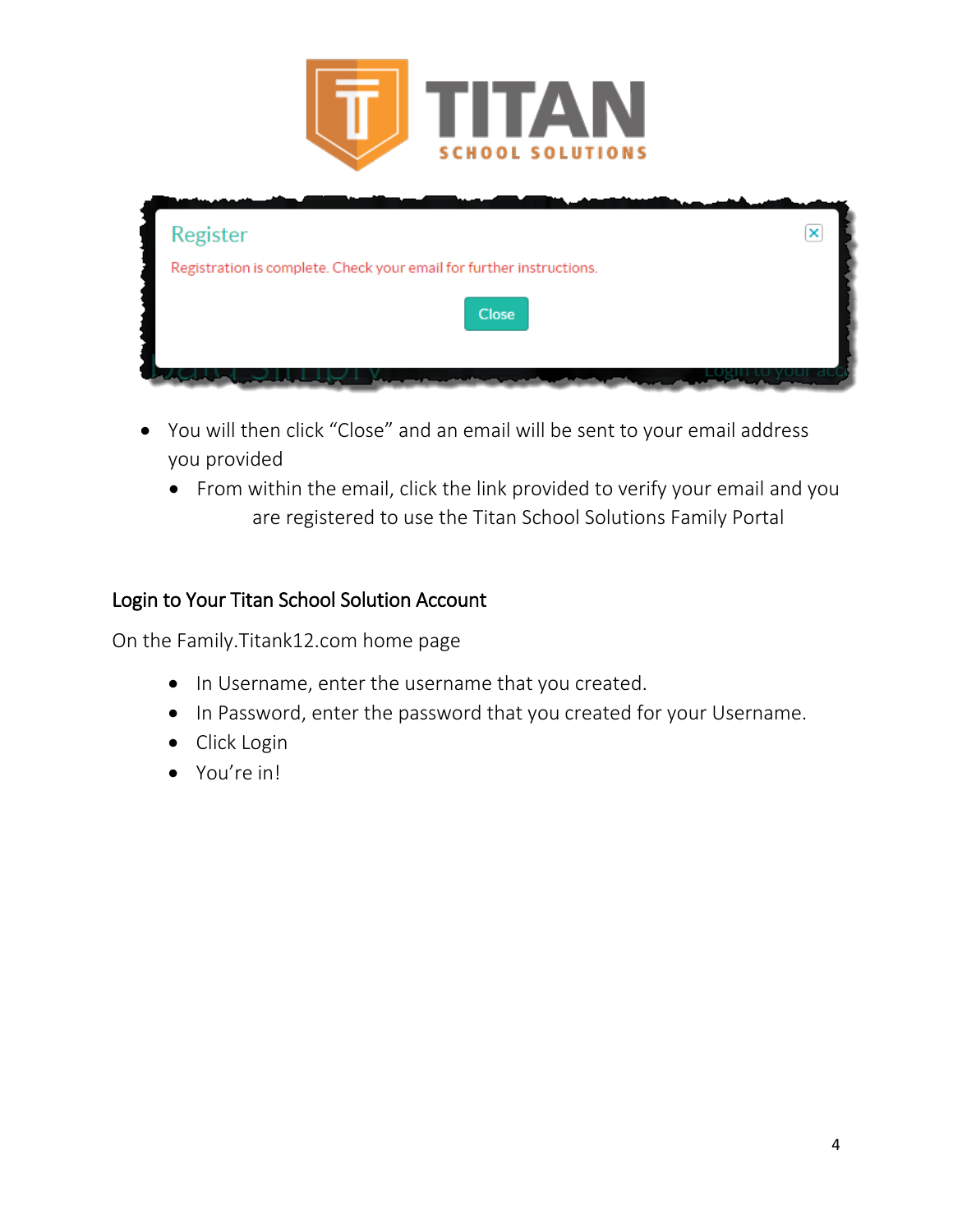- You will then click "Close" and an email will be sent to your email address you provided
  - From within the email, click the link provided to verify your email and you are registered to use the Titan School Solutions Family Portal

## Login to Your Titan School Solution Account

On the Family.Titank12.com home page

- In Username, enter the username that you created.
- In Password, enter the password that you created for your Username.
- Click Login
- You're in!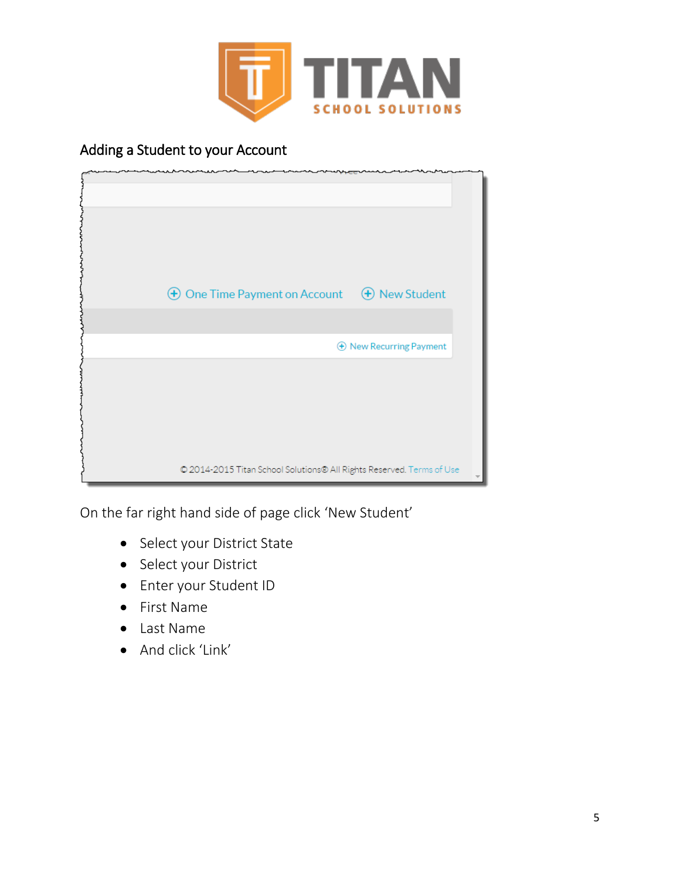## Adding a Student to your Account

On the far right hand side of page click 'New Student'

- Select your District State
- Select your District
- Enter your Student ID
- First Name
- Last Name
- And click 'Link'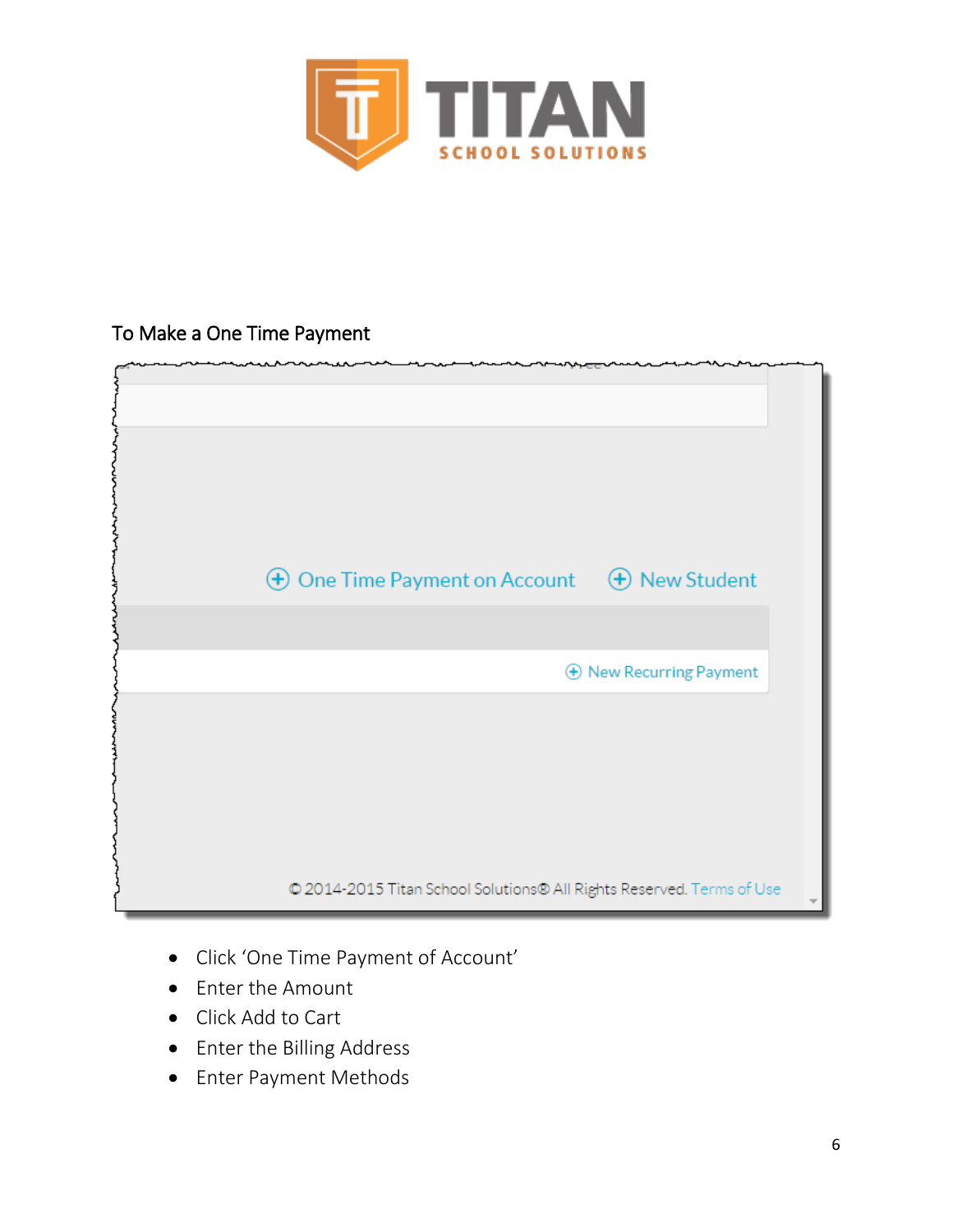## To Make a One Time Payment

- Click 'One Time Payment of Account'
- Enter the Amount
- Click Add to Cart
- Enter the Billing Address
- Enter Payment Methods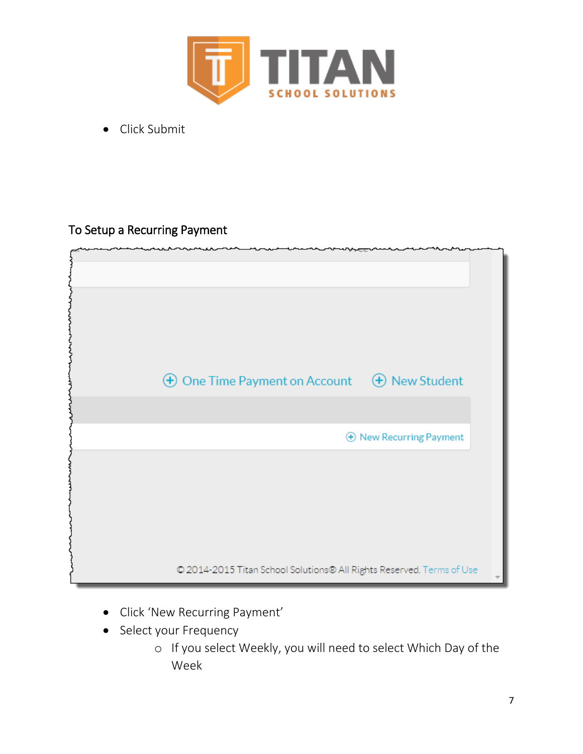- Click Submit

## To Setup a Recurring Payment

- Click 'New Recurring Payment'
- Select your Frequency
  - If you select Weekly, you will need to select Which Day of the Week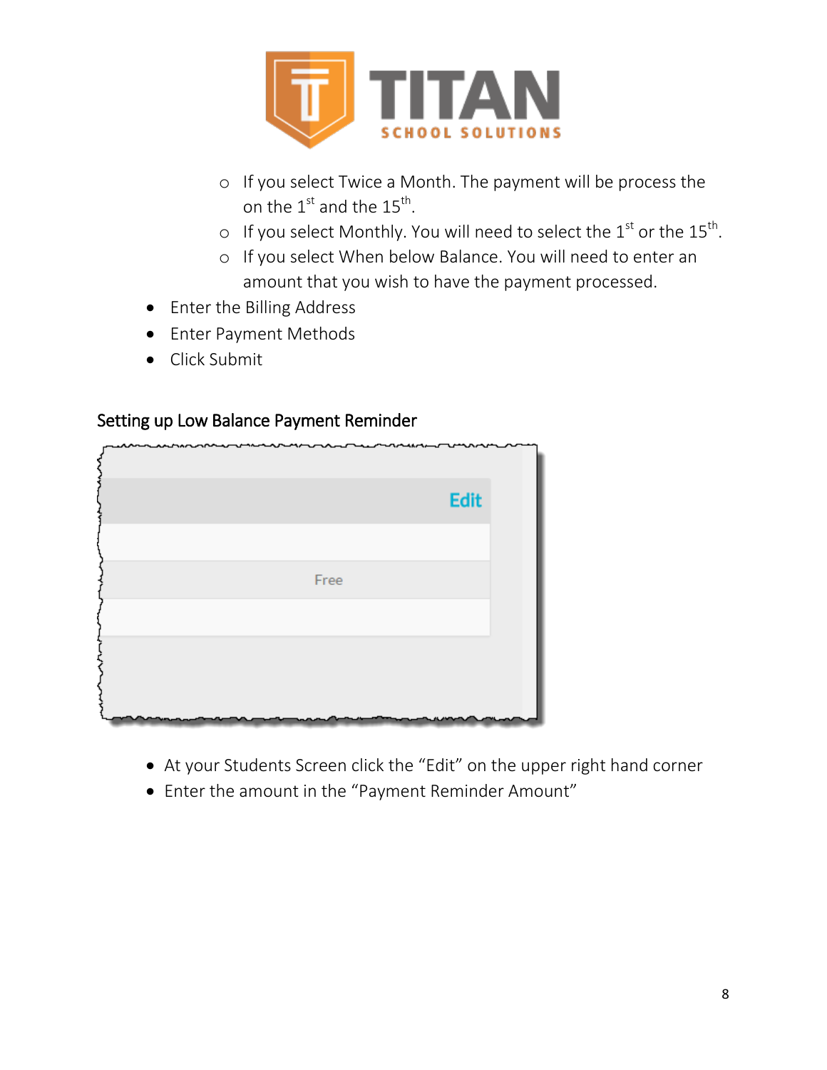- If you select Twice a Month. The payment will be process the on the 1st and the 15th.
  - If you select Monthly. You will need to select the 1st or the 15th.
  - If you select When below Balance. You will need to enter an amount that you wish to have the payment processed.
- Enter the Billing Address
- Enter Payment Methods
- Click Submit

### Setting up Low Balance Payment Reminder

- At your Students Screen click the "Edit" on the upper right hand corner
- Enter the amount in the "Payment Reminder Amount"